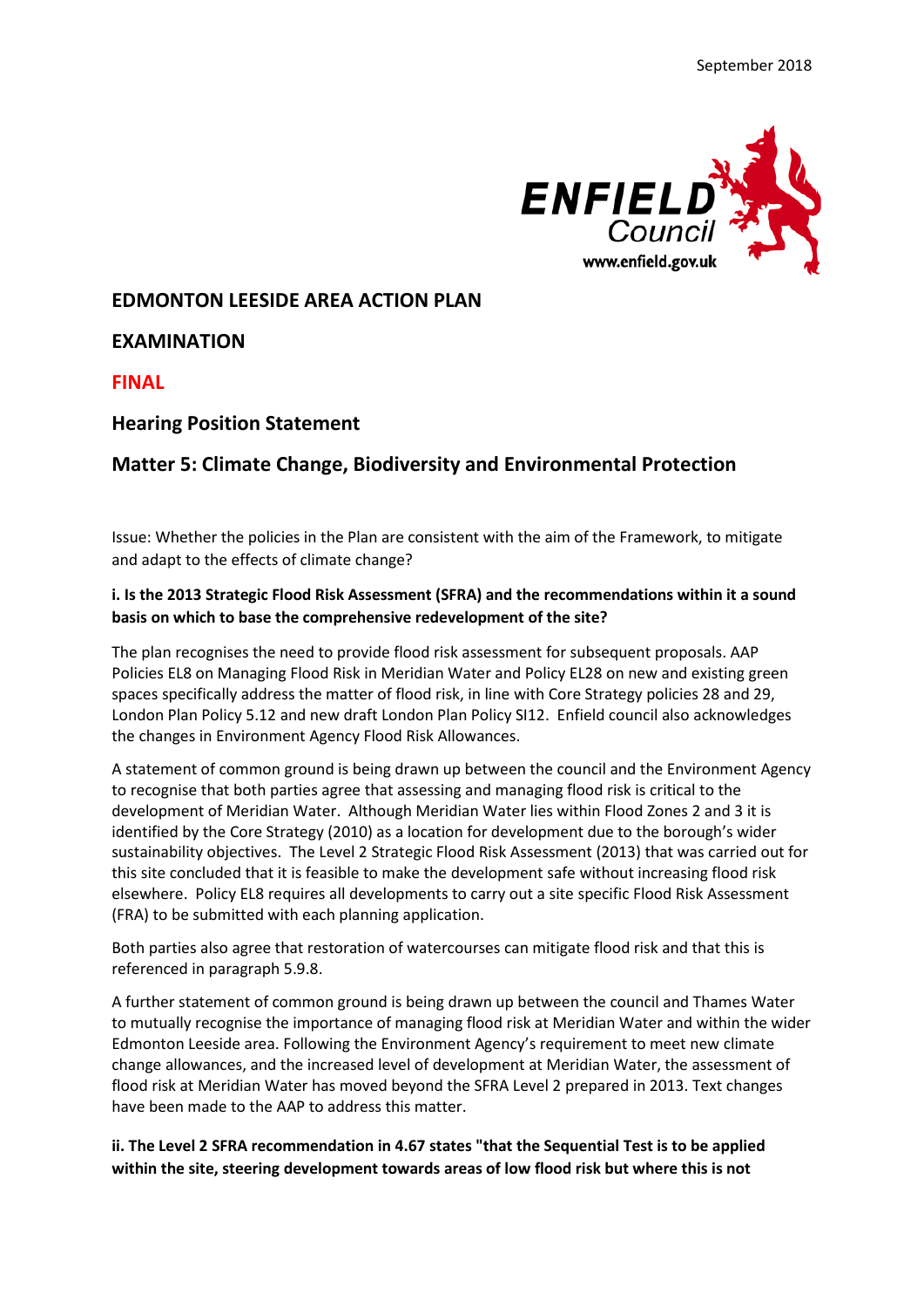September 2018

ENFIELD Council
www.enfield.gov.uk

# EDMONTON LEESIDE AREA ACTION PLAN

# EXAMINATION

# FINAL

## Hearing Position Statement

## Matter 5: Climate Change, Biodiversity and Environmental Protection

Issue: Whether the policies in the Plan are consistent with the aim of the Framework, to mitigate and adapt to the effects of climate change?

**i. Is the 2013 Strategic Flood Risk Assessment (SFRA) and the recommendations within it a sound basis on which to base the comprehensive redevelopment of the site?**

The plan recognises the need to provide flood risk assessment for subsequent proposals. AAP Policies EL8 on Managing Flood Risk in Meridian Water and Policy EL28 on new and existing green spaces specifically address the matter of flood risk, in line with Core Strategy policies 28 and 29, London Plan Policy 5.12 and new draft London Plan Policy SI12. Enfield council also acknowledges the changes in Environment Agency Flood Risk Allowances.

A statement of common ground is being drawn up between the council and the Environment Agency to recognise that both parties agree that assessing and managing flood risk is critical to the development of Meridian Water. Although Meridian Water lies within Flood Zones 2 and 3 it is identified by the Core Strategy (2010) as a location for development due to the borough's wider sustainability objectives. The Level 2 Strategic Flood Risk Assessment (2013) that was carried out for this site concluded that it is feasible to make the development safe without increasing flood risk elsewhere. Policy EL8 requires all developments to carry out a site specific Flood Risk Assessment (FRA) to be submitted with each planning application.

Both parties also agree that restoration of watercourses can mitigate flood risk and that this is referenced in paragraph 5.9.8.

A further statement of common ground is being drawn up between the council and Thames Water to mutually recognise the importance of managing flood risk at Meridian Water and within the wider Edmonton Leeside area. Following the Environment Agency's requirement to meet new climate change allowances, and the increased level of development at Meridian Water, the assessment of flood risk at Meridian Water has moved beyond the SFRA Level 2 prepared in 2013. Text changes have been made to the AAP to address this matter.

**ii. The Level 2 SFRA recommendation in 4.67 states "that the Sequential Test is to be applied within the site, steering development towards areas of low flood risk but where this is not**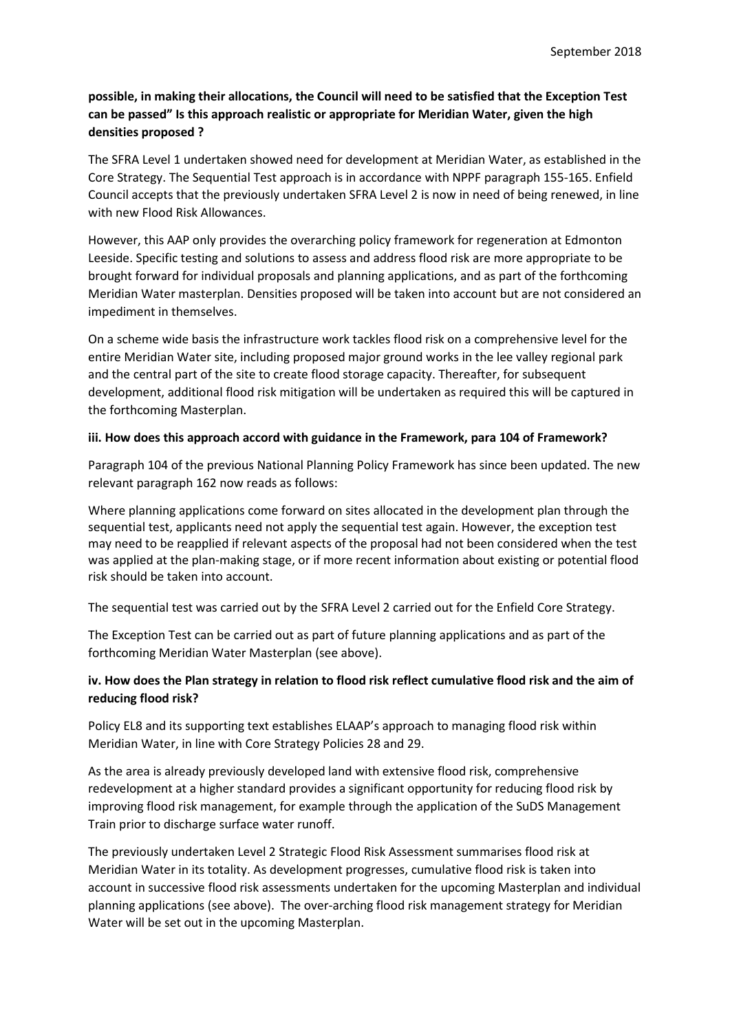**possible, in making their allocations, the Council will need to be satisfied that the Exception Test can be passed" Is this approach realistic or appropriate for Meridian Water, given the high densities proposed ?**

The SFRA Level 1 undertaken showed need for development at Meridian Water, as established in the Core Strategy. The Sequential Test approach is in accordance with NPPF paragraph 155-165. Enfield Council accepts that the previously undertaken SFRA Level 2 is now in need of being renewed, in line with new Flood Risk Allowances.

However, this AAP only provides the overarching policy framework for regeneration at Edmonton Leeside. Specific testing and solutions to assess and address flood risk are more appropriate to be brought forward for individual proposals and planning applications, and as part of the forthcoming Meridian Water masterplan. Densities proposed will be taken into account but are not considered an impediment in themselves.

On a scheme wide basis the infrastructure work tackles flood risk on a comprehensive level for the entire Meridian Water site, including proposed major ground works in the lee valley regional park and the central part of the site to create flood storage capacity. Thereafter, for subsequent development, additional flood risk mitigation will be undertaken as required this will be captured in the forthcoming Masterplan.

**iii. How does this approach accord with guidance in the Framework, para 104 of Framework?**

Paragraph 104 of the previous National Planning Policy Framework has since been updated. The new relevant paragraph 162 now reads as follows:

Where planning applications come forward on sites allocated in the development plan through the sequential test, applicants need not apply the sequential test again. However, the exception test may need to be reapplied if relevant aspects of the proposal had not been considered when the test was applied at the plan-making stage, or if more recent information about existing or potential flood risk should be taken into account.

The sequential test was carried out by the SFRA Level 2 carried out for the Enfield Core Strategy.

The Exception Test can be carried out as part of future planning applications and as part of the forthcoming Meridian Water Masterplan (see above).

**iv. How does the Plan strategy in relation to flood risk reflect cumulative flood risk and the aim of reducing flood risk?**

Policy EL8 and its supporting text establishes ELAAP's approach to managing flood risk within Meridian Water, in line with Core Strategy Policies 28 and 29.

As the area is already previously developed land with extensive flood risk, comprehensive redevelopment at a higher standard provides a significant opportunity for reducing flood risk by improving flood risk management, for example through the application of the SuDS Management Train prior to discharge surface water runoff.

The previously undertaken Level 2 Strategic Flood Risk Assessment summarises flood risk at Meridian Water in its totality. As development progresses, cumulative flood risk is taken into account in successive flood risk assessments undertaken for the upcoming Masterplan and individual planning applications (see above). The over-arching flood risk management strategy for Meridian Water will be set out in the upcoming Masterplan.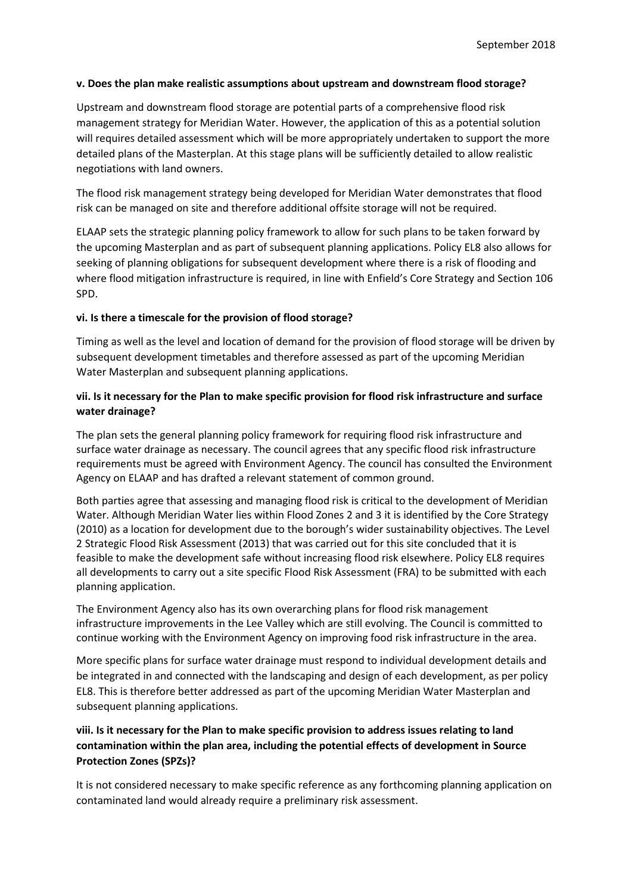**v. Does the plan make realistic assumptions about upstream and downstream flood storage?**

Upstream and downstream flood storage are potential parts of a comprehensive flood risk management strategy for Meridian Water. However, the application of this as a potential solution will requires detailed assessment which will be more appropriately undertaken to support the more detailed plans of the Masterplan. At this stage plans will be sufficiently detailed to allow realistic negotiations with land owners.

The flood risk management strategy being developed for Meridian Water demonstrates that flood risk can be managed on site and therefore additional offsite storage will not be required.

ELAAP sets the strategic planning policy framework to allow for such plans to be taken forward by the upcoming Masterplan and as part of subsequent planning applications. Policy EL8 also allows for seeking of planning obligations for subsequent development where there is a risk of flooding and where flood mitigation infrastructure is required, in line with Enfield's Core Strategy and Section 106 SPD.

**vi. Is there a timescale for the provision of flood storage?**

Timing as well as the level and location of demand for the provision of flood storage will be driven by subsequent development timetables and therefore assessed as part of the upcoming Meridian Water Masterplan and subsequent planning applications.

**vii. Is it necessary for the Plan to make specific provision for flood risk infrastructure and surface water drainage?**

The plan sets the general planning policy framework for requiring flood risk infrastructure and surface water drainage as necessary. The council agrees that any specific flood risk infrastructure requirements must be agreed with Environment Agency. The council has consulted the Environment Agency on ELAAP and has drafted a relevant statement of common ground.

Both parties agree that assessing and managing flood risk is critical to the development of Meridian Water. Although Meridian Water lies within Flood Zones 2 and 3 it is identified by the Core Strategy (2010) as a location for development due to the borough's wider sustainability objectives. The Level 2 Strategic Flood Risk Assessment (2013) that was carried out for this site concluded that it is feasible to make the development safe without increasing flood risk elsewhere. Policy EL8 requires all developments to carry out a site specific Flood Risk Assessment (FRA) to be submitted with each planning application.

The Environment Agency also has its own overarching plans for flood risk management infrastructure improvements in the Lee Valley which are still evolving. The Council is committed to continue working with the Environment Agency on improving food risk infrastructure in the area.

More specific plans for surface water drainage must respond to individual development details and be integrated in and connected with the landscaping and design of each development, as per policy EL8. This is therefore better addressed as part of the upcoming Meridian Water Masterplan and subsequent planning applications.

**viii. Is it necessary for the Plan to make specific provision to address issues relating to land contamination within the plan area, including the potential effects of development in Source Protection Zones (SPZs)?**

It is not considered necessary to make specific reference as any forthcoming planning application on contaminated land would already require a preliminary risk assessment.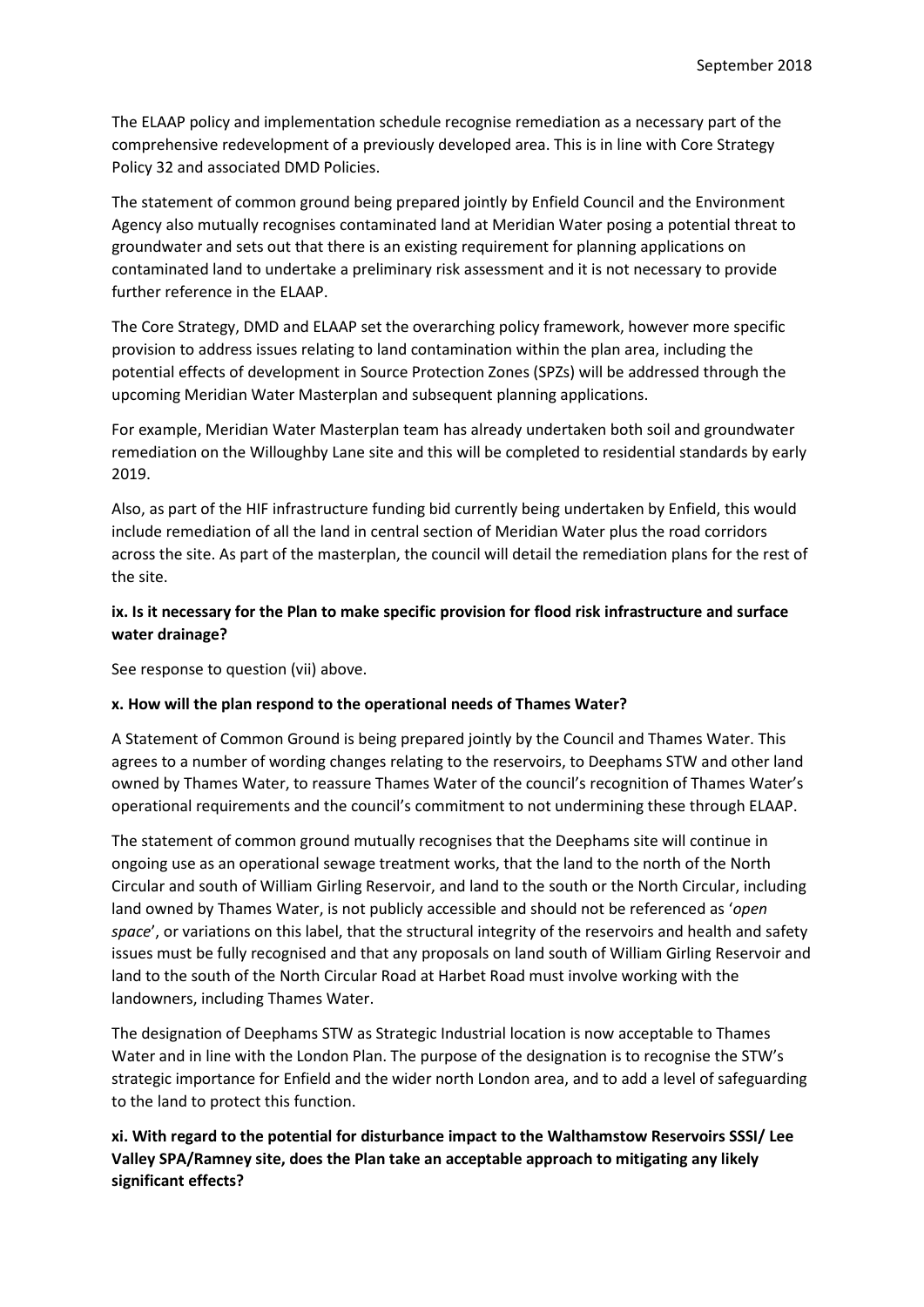The ELAAP policy and implementation schedule recognise remediation as a necessary part of the comprehensive redevelopment of a previously developed area. This is in line with Core Strategy Policy 32 and associated DMD Policies.

The statement of common ground being prepared jointly by Enfield Council and the Environment Agency also mutually recognises contaminated land at Meridian Water posing a potential threat to groundwater and sets out that there is an existing requirement for planning applications on contaminated land to undertake a preliminary risk assessment and it is not necessary to provide further reference in the ELAAP.

The Core Strategy, DMD and ELAAP set the overarching policy framework, however more specific provision to address issues relating to land contamination within the plan area, including the potential effects of development in Source Protection Zones (SPZs) will be addressed through the upcoming Meridian Water Masterplan and subsequent planning applications.

For example, Meridian Water Masterplan team has already undertaken both soil and groundwater remediation on the Willoughby Lane site and this will be completed to residential standards by early 2019.

Also, as part of the HIF infrastructure funding bid currently being undertaken by Enfield, this would include remediation of all the land in central section of Meridian Water plus the road corridors across the site. As part of the masterplan, the council will detail the remediation plans for the rest of the site.

**ix. Is it necessary for the Plan to make specific provision for flood risk infrastructure and surface water drainage?**

See response to question (vii) above.

**x. How will the plan respond to the operational needs of Thames Water?**

A Statement of Common Ground is being prepared jointly by the Council and Thames Water. This agrees to a number of wording changes relating to the reservoirs, to Deephams STW and other land owned by Thames Water, to reassure Thames Water of the council's recognition of Thames Water's operational requirements and the council's commitment to not undermining these through ELAAP.

The statement of common ground mutually recognises that the Deephams site will continue in ongoing use as an operational sewage treatment works, that the land to the north of the North Circular and south of William Girling Reservoir, and land to the south or the North Circular, including land owned by Thames Water, is not publicly accessible and should not be referenced as '*open space*', or variations on this label, that the structural integrity of the reservoirs and health and safety issues must be fully recognised and that any proposals on land south of William Girling Reservoir and land to the south of the North Circular Road at Harbet Road must involve working with the landowners, including Thames Water.

The designation of Deephams STW as Strategic Industrial location is now acceptable to Thames Water and in line with the London Plan. The purpose of the designation is to recognise the STW's strategic importance for Enfield and the wider north London area, and to add a level of safeguarding to the land to protect this function.

**xi. With regard to the potential for disturbance impact to the Walthamstow Reservoirs SSSI/ Lee Valley SPA/Ramney site, does the Plan take an acceptable approach to mitigating any likely significant effects?**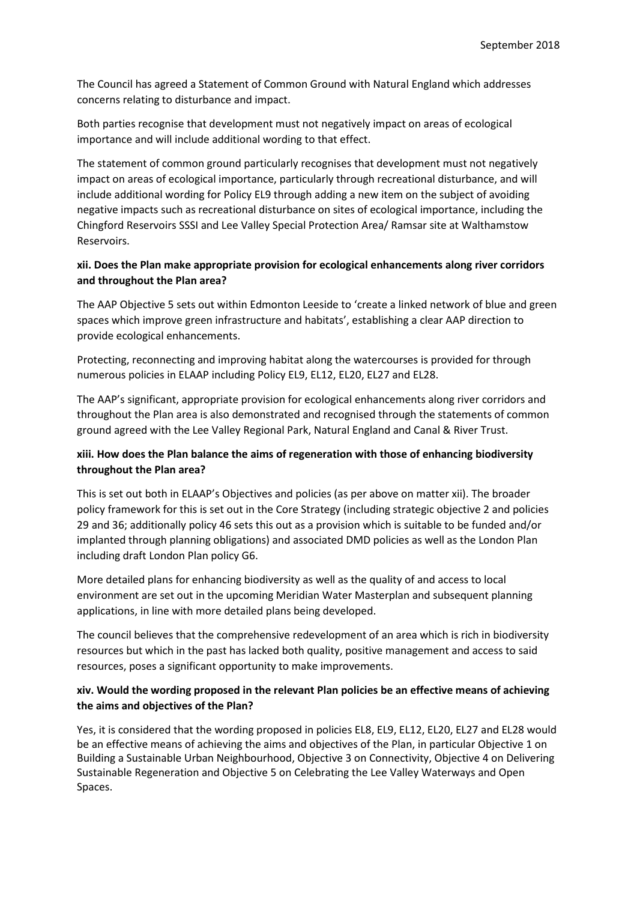The Council has agreed a Statement of Common Ground with Natural England which addresses concerns relating to disturbance and impact.

Both parties recognise that development must not negatively impact on areas of ecological importance and will include additional wording to that effect.

The statement of common ground particularly recognises that development must not negatively impact on areas of ecological importance, particularly through recreational disturbance, and will include additional wording for Policy EL9 through adding a new item on the subject of avoiding negative impacts such as recreational disturbance on sites of ecological importance, including the Chingford Reservoirs SSSI and Lee Valley Special Protection Area/ Ramsar site at Walthamstow Reservoirs.

**xii. Does the Plan make appropriate provision for ecological enhancements along river corridors and throughout the Plan area?**

The AAP Objective 5 sets out within Edmonton Leeside to 'create a linked network of blue and green spaces which improve green infrastructure and habitats', establishing a clear AAP direction to provide ecological enhancements.

Protecting, reconnecting and improving habitat along the watercourses is provided for through numerous policies in ELAAP including Policy EL9, EL12, EL20, EL27 and EL28.

The AAP's significant, appropriate provision for ecological enhancements along river corridors and throughout the Plan area is also demonstrated and recognised through the statements of common ground agreed with the Lee Valley Regional Park, Natural England and Canal & River Trust.

**xiii. How does the Plan balance the aims of regeneration with those of enhancing biodiversity throughout the Plan area?**

This is set out both in ELAAP's Objectives and policies (as per above on matter xii). The broader policy framework for this is set out in the Core Strategy (including strategic objective 2 and policies 29 and 36; additionally policy 46 sets this out as a provision which is suitable to be funded and/or implanted through planning obligations) and associated DMD policies as well as the London Plan including draft London Plan policy G6.

More detailed plans for enhancing biodiversity as well as the quality of and access to local environment are set out in the upcoming Meridian Water Masterplan and subsequent planning applications, in line with more detailed plans being developed.

The council believes that the comprehensive redevelopment of an area which is rich in biodiversity resources but which in the past has lacked both quality, positive management and access to said resources, poses a significant opportunity to make improvements.

**xiv. Would the wording proposed in the relevant Plan policies be an effective means of achieving the aims and objectives of the Plan?**

Yes, it is considered that the wording proposed in policies EL8, EL9, EL12, EL20, EL27 and EL28 would be an effective means of achieving the aims and objectives of the Plan, in particular Objective 1 on Building a Sustainable Urban Neighbourhood, Objective 3 on Connectivity, Objective 4 on Delivering Sustainable Regeneration and Objective 5 on Celebrating the Lee Valley Waterways and Open Spaces.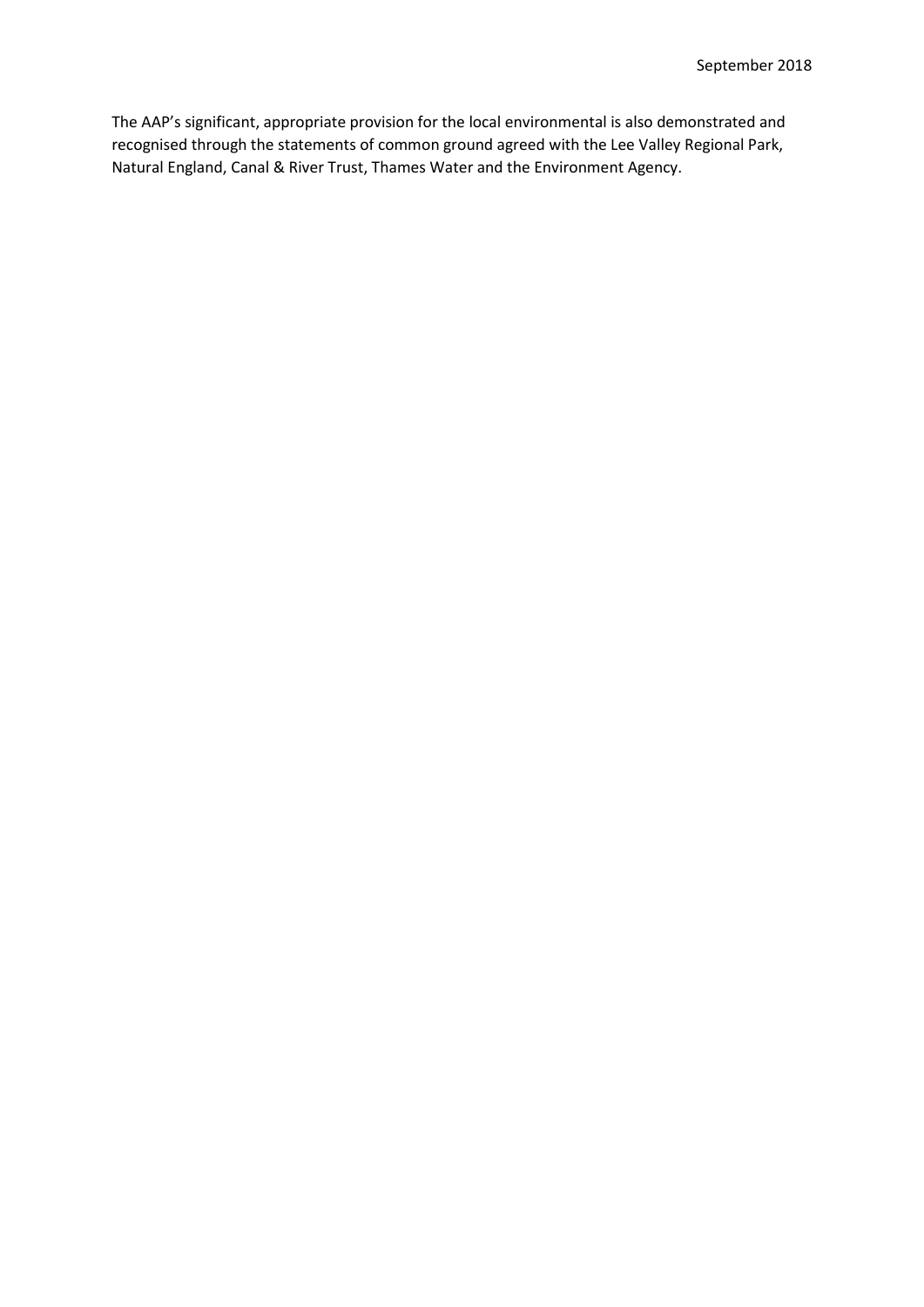The AAP's significant, appropriate provision for the local environmental is also demonstrated and recognised through the statements of common ground agreed with the Lee Valley Regional Park, Natural England, Canal & River Trust, Thames Water and the Environment Agency.